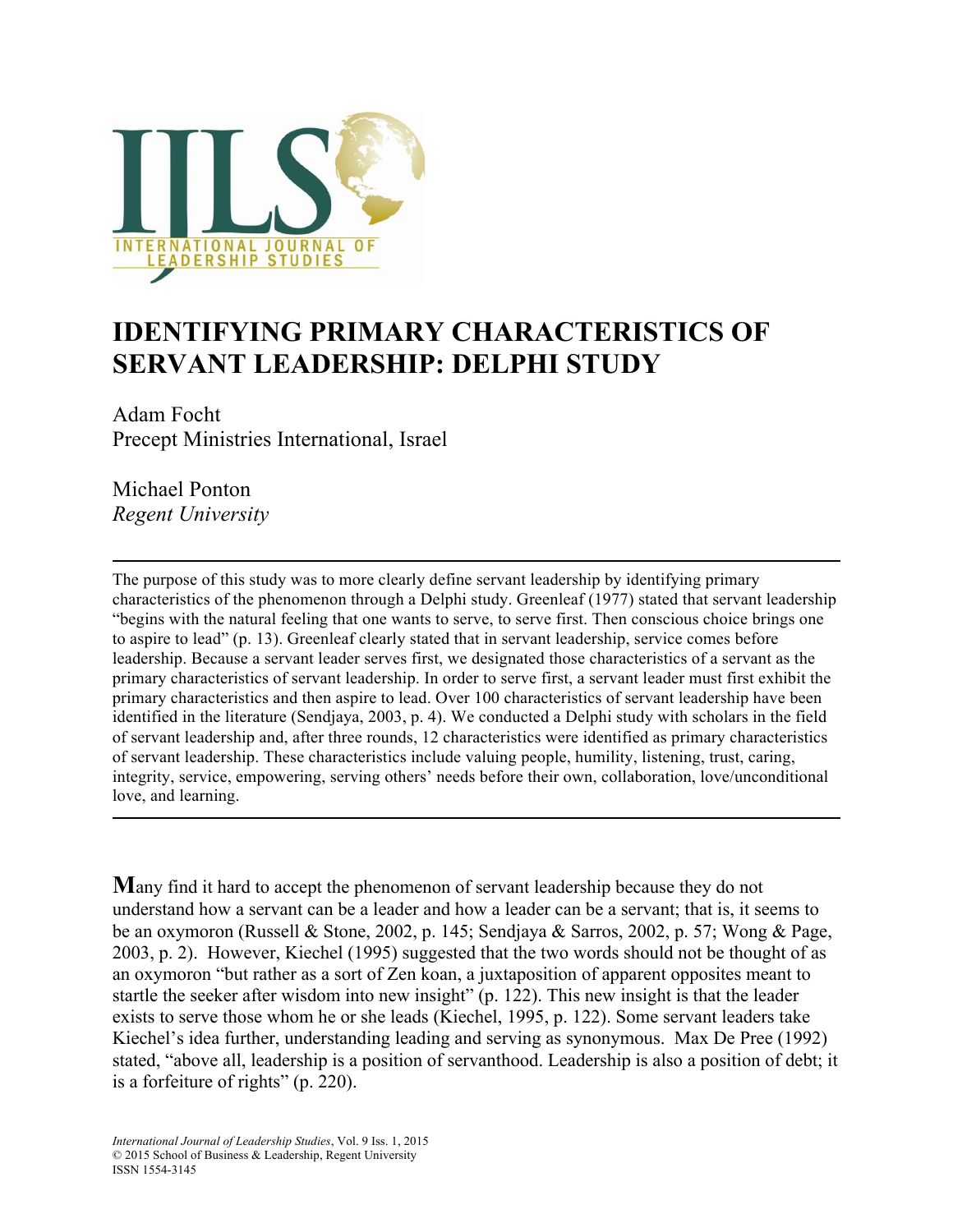# IDENTIFYING PRIMARY CHARACTERISTICS OF SERVANT LEADERSHIP: DELPHI STUDY

Adam Focht
Precept Ministries International, Israel

Michael Ponton
*Regent University*

---

The purpose of this study was to more clearly define servant leadership by identifying primary characteristics of the phenomenon through a Delphi study. Greenleaf (1977) stated that servant leadership "begins with the natural feeling that one wants to serve, to serve first. Then conscious choice brings one to aspire to lead" (p. 13). Greenleaf clearly stated that in servant leadership, service comes before leadership. Because a servant leader serves first, we designated those characteristics of a servant as the primary characteristics of servant leadership. In order to serve first, a servant leader must first exhibit the primary characteristics and then aspire to lead. Over 100 characteristics of servant leadership have been identified in the literature (Sendjaya, 2003, p. 4). We conducted a Delphi study with scholars in the field of servant leadership and, after three rounds, 12 characteristics were identified as primary characteristics of servant leadership. These characteristics include valuing people, humility, listening, trust, caring, integrity, service, empowering, serving others' needs before their own, collaboration, love/unconditional love, and learning.

---

**M**any find it hard to accept the phenomenon of servant leadership because they do not understand how a servant can be a leader and how a leader can be a servant; that is, it seems to be an oxymoron (Russell & Stone, 2002, p. 145; Sendjaya & Sarros, 2002, p. 57; Wong & Page, 2003, p. 2). However, Kiechel (1995) suggested that the two words should not be thought of as an oxymoron "but rather as a sort of Zen koan, a juxtaposition of apparent opposites meant to startle the seeker after wisdom into new insight" (p. 122). This new insight is that the leader exists to serve those whom he or she leads (Kiechel, 1995, p. 122). Some servant leaders take Kiechel's idea further, understanding leading and serving as synonymous. Max De Pree (1992) stated, "above all, leadership is a position of servanthood. Leadership is also a position of debt; it is a forfeiture of rights" (p. 220).

*International Journal of Leadership Studies*, Vol. 9 Iss. 1, 2015
© 2015 School of Business & Leadership, Regent University
ISSN 1554-3145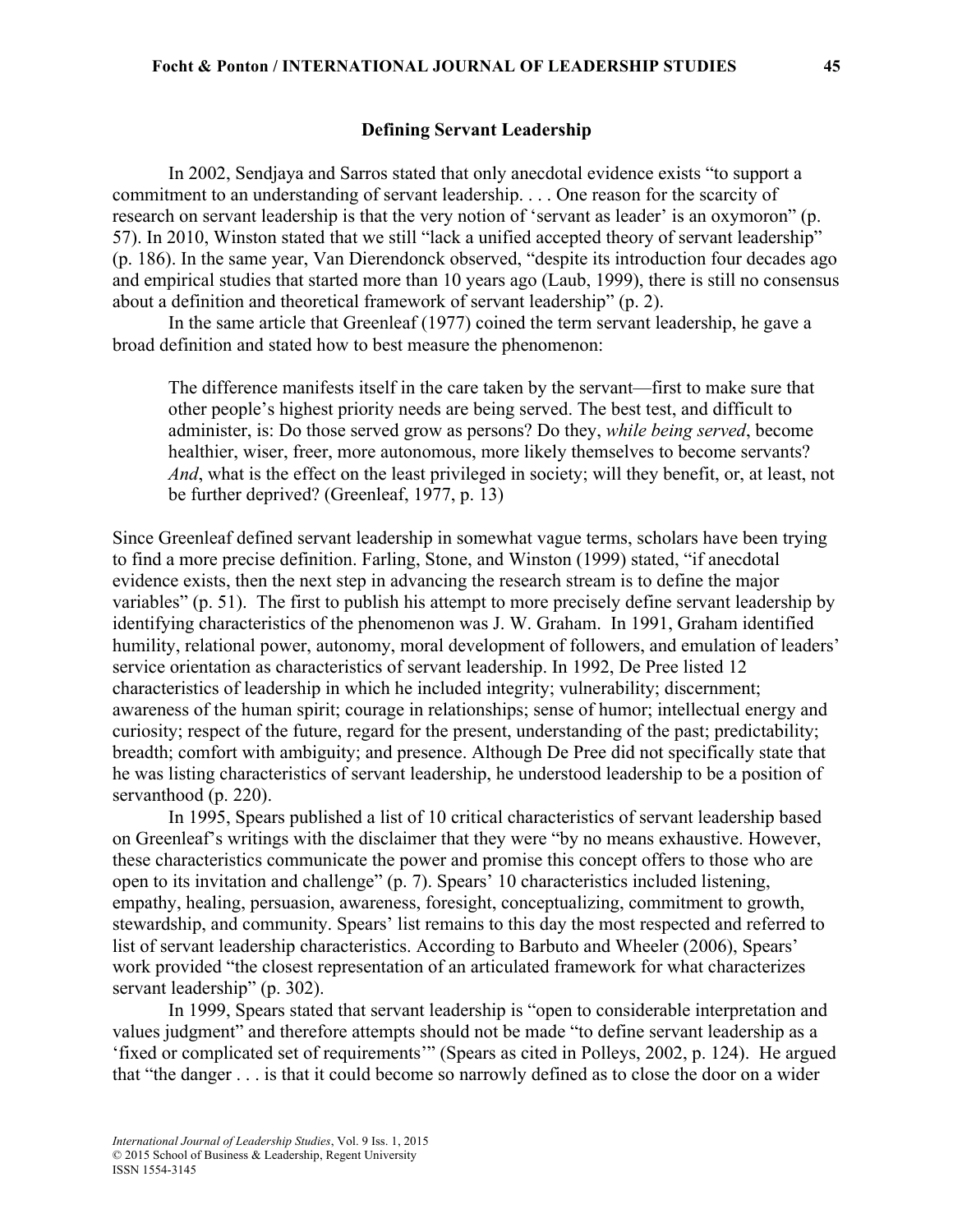## Defining Servant Leadership

In 2002, Sendjaya and Sarros stated that only anecdotal evidence exists "to support a commitment to an understanding of servant leadership. . . . One reason for the scarcity of research on servant leadership is that the very notion of 'servant as leader' is an oxymoron" (p. 57). In 2010, Winston stated that we still "lack a unified accepted theory of servant leadership" (p. 186). In the same year, Van Dierendonck observed, "despite its introduction four decades ago and empirical studies that started more than 10 years ago (Laub, 1999), there is still no consensus about a definition and theoretical framework of servant leadership" (p. 2).

In the same article that Greenleaf (1977) coined the term servant leadership, he gave a broad definition and stated how to best measure the phenomenon:

> The difference manifests itself in the care taken by the servant—first to make sure that other people's highest priority needs are being served. The best test, and difficult to administer, is: Do those served grow as persons? Do they, *while being served*, become healthier, wiser, freer, more autonomous, more likely themselves to become servants? *And*, what is the effect on the least privileged in society; will they benefit, or, at least, not be further deprived? (Greenleaf, 1977, p. 13)

Since Greenleaf defined servant leadership in somewhat vague terms, scholars have been trying to find a more precise definition. Farling, Stone, and Winston (1999) stated, "if anecdotal evidence exists, then the next step in advancing the research stream is to define the major variables" (p. 51). The first to publish his attempt to more precisely define servant leadership by identifying characteristics of the phenomenon was J. W. Graham. In 1991, Graham identified humility, relational power, autonomy, moral development of followers, and emulation of leaders' service orientation as characteristics of servant leadership. In 1992, De Pree listed 12 characteristics of leadership in which he included integrity; vulnerability; discernment; awareness of the human spirit; courage in relationships; sense of humor; intellectual energy and curiosity; respect of the future, regard for the present, understanding of the past; predictability; breadth; comfort with ambiguity; and presence. Although De Pree did not specifically state that he was listing characteristics of servant leadership, he understood leadership to be a position of servanthood (p. 220).

In 1995, Spears published a list of 10 critical characteristics of servant leadership based on Greenleaf's writings with the disclaimer that they were "by no means exhaustive. However, these characteristics communicate the power and promise this concept offers to those who are open to its invitation and challenge" (p. 7). Spears' 10 characteristics included listening, empathy, healing, persuasion, awareness, foresight, conceptualizing, commitment to growth, stewardship, and community. Spears' list remains to this day the most respected and referred to list of servant leadership characteristics. According to Barbuto and Wheeler (2006), Spears' work provided "the closest representation of an articulated framework for what characterizes servant leadership" (p. 302).

In 1999, Spears stated that servant leadership is "open to considerable interpretation and values judgment" and therefore attempts should not be made "to define servant leadership as a 'fixed or complicated set of requirements'" (Spears as cited in Polleys, 2002, p. 124). He argued that "the danger . . . is that it could become so narrowly defined as to close the door on a wider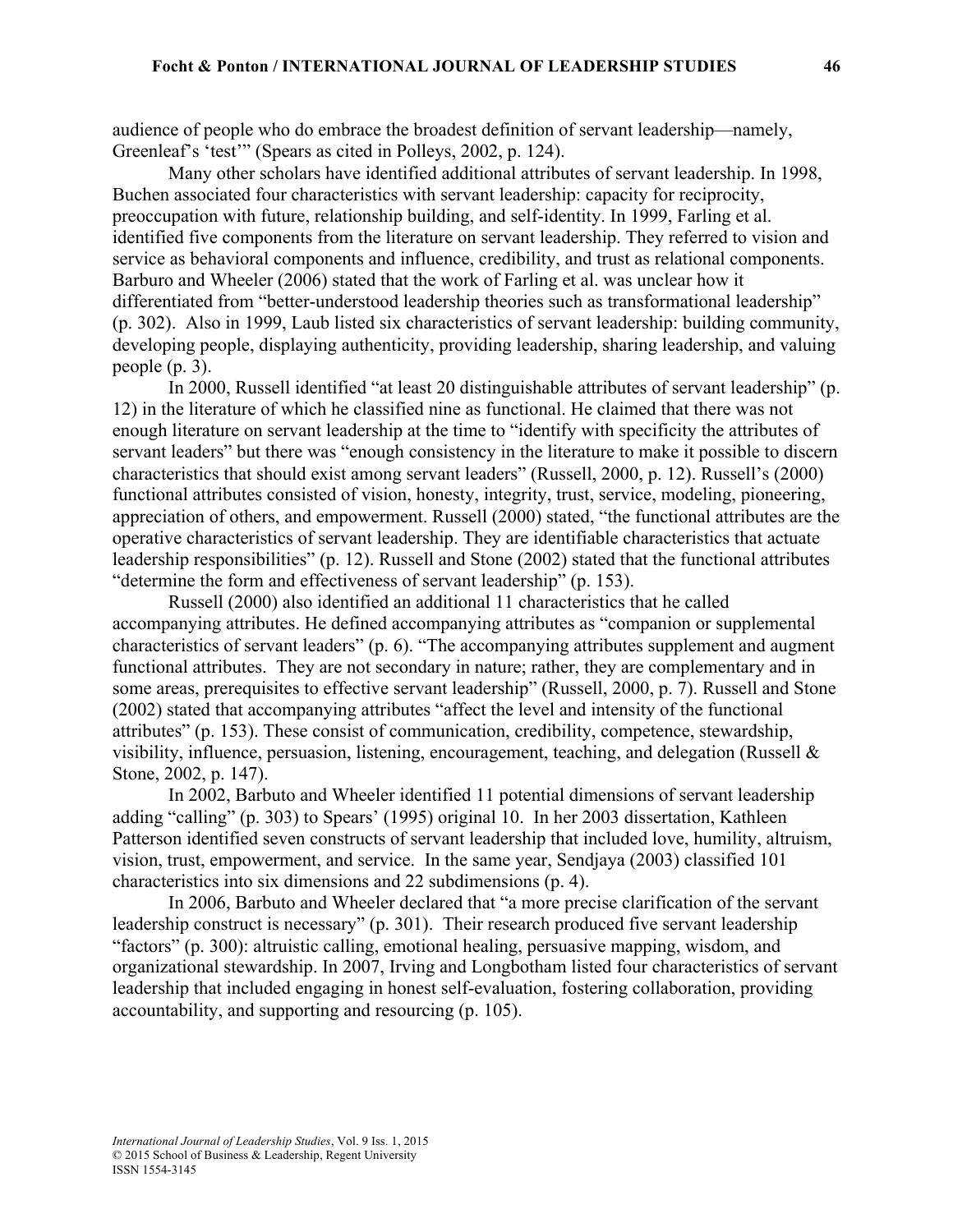audience of people who do embrace the broadest definition of servant leadership—namely, Greenleaf's 'test'" (Spears as cited in Polleys, 2002, p. 124).

Many other scholars have identified additional attributes of servant leadership. In 1998, Buchen associated four characteristics with servant leadership: capacity for reciprocity, preoccupation with future, relationship building, and self-identity. In 1999, Farling et al. identified five components from the literature on servant leadership. They referred to vision and service as behavioral components and influence, credibility, and trust as relational components. Barburo and Wheeler (2006) stated that the work of Farling et al. was unclear how it differentiated from "better-understood leadership theories such as transformational leadership" (p. 302). Also in 1999, Laub listed six characteristics of servant leadership: building community, developing people, displaying authenticity, providing leadership, sharing leadership, and valuing people (p. 3).

In 2000, Russell identified "at least 20 distinguishable attributes of servant leadership" (p. 12) in the literature of which he classified nine as functional. He claimed that there was not enough literature on servant leadership at the time to "identify with specificity the attributes of servant leaders" but there was "enough consistency in the literature to make it possible to discern characteristics that should exist among servant leaders" (Russell, 2000, p. 12). Russell's (2000) functional attributes consisted of vision, honesty, integrity, trust, service, modeling, pioneering, appreciation of others, and empowerment. Russell (2000) stated, "the functional attributes are the operative characteristics of servant leadership. They are identifiable characteristics that actuate leadership responsibilities" (p. 12). Russell and Stone (2002) stated that the functional attributes "determine the form and effectiveness of servant leadership" (p. 153).

Russell (2000) also identified an additional 11 characteristics that he called accompanying attributes. He defined accompanying attributes as "companion or supplemental characteristics of servant leaders" (p. 6). "The accompanying attributes supplement and augment functional attributes. They are not secondary in nature; rather, they are complementary and in some areas, prerequisites to effective servant leadership" (Russell, 2000, p. 7). Russell and Stone (2002) stated that accompanying attributes "affect the level and intensity of the functional attributes" (p. 153). These consist of communication, credibility, competence, stewardship, visibility, influence, persuasion, listening, encouragement, teaching, and delegation (Russell & Stone, 2002, p. 147).

In 2002, Barbuto and Wheeler identified 11 potential dimensions of servant leadership adding "calling" (p. 303) to Spears' (1995) original 10. In her 2003 dissertation, Kathleen Patterson identified seven constructs of servant leadership that included love, humility, altruism, vision, trust, empowerment, and service. In the same year, Sendjaya (2003) classified 101 characteristics into six dimensions and 22 subdimensions (p. 4).

In 2006, Barbuto and Wheeler declared that "a more precise clarification of the servant leadership construct is necessary" (p. 301). Their research produced five servant leadership "factors" (p. 300): altruistic calling, emotional healing, persuasive mapping, wisdom, and organizational stewardship. In 2007, Irving and Longbotham listed four characteristics of servant leadership that included engaging in honest self-evaluation, fostering collaboration, providing accountability, and supporting and resourcing (p. 105).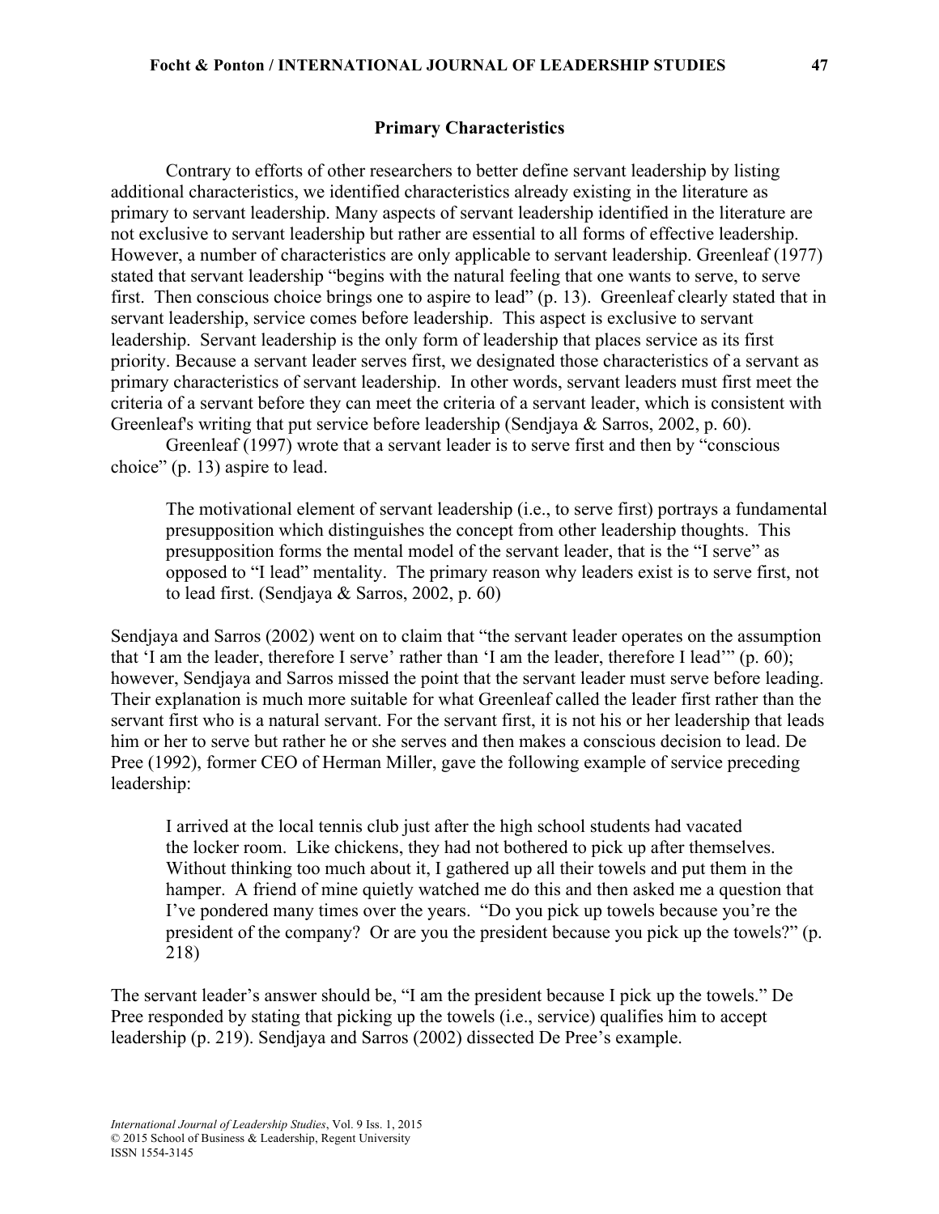## Primary Characteristics

Contrary to efforts of other researchers to better define servant leadership by listing additional characteristics, we identified characteristics already existing in the literature as primary to servant leadership. Many aspects of servant leadership identified in the literature are not exclusive to servant leadership but rather are essential to all forms of effective leadership. However, a number of characteristics are only applicable to servant leadership. Greenleaf (1977) stated that servant leadership "begins with the natural feeling that one wants to serve, to serve first. Then conscious choice brings one to aspire to lead" (p. 13). Greenleaf clearly stated that in servant leadership, service comes before leadership. This aspect is exclusive to servant leadership. Servant leadership is the only form of leadership that places service as its first priority. Because a servant leader serves first, we designated those characteristics of a servant as primary characteristics of servant leadership. In other words, servant leaders must first meet the criteria of a servant before they can meet the criteria of a servant leader, which is consistent with Greenleaf's writing that put service before leadership (Sendjaya & Sarros, 2002, p. 60).

Greenleaf (1997) wrote that a servant leader is to serve first and then by "conscious choice" (p. 13) aspire to lead.

> The motivational element of servant leadership (i.e., to serve first) portrays a fundamental presupposition which distinguishes the concept from other leadership thoughts. This presupposition forms the mental model of the servant leader, that is the "I serve" as opposed to "I lead" mentality. The primary reason why leaders exist is to serve first, not to lead first. (Sendjaya & Sarros, 2002, p. 60)

Sendjaya and Sarros (2002) went on to claim that "the servant leader operates on the assumption that 'I am the leader, therefore I serve' rather than 'I am the leader, therefore I lead'" (p. 60); however, Sendjaya and Sarros missed the point that the servant leader must serve before leading. Their explanation is much more suitable for what Greenleaf called the leader first rather than the servant first who is a natural servant. For the servant first, it is not his or her leadership that leads him or her to serve but rather he or she serves and then makes a conscious decision to lead. De Pree (1992), former CEO of Herman Miller, gave the following example of service preceding leadership:

> I arrived at the local tennis club just after the high school students had vacated the locker room. Like chickens, they had not bothered to pick up after themselves. Without thinking too much about it, I gathered up all their towels and put them in the hamper. A friend of mine quietly watched me do this and then asked me a question that I've pondered many times over the years. "Do you pick up towels because you're the president of the company? Or are you the president because you pick up the towels?" (p. 218)

The servant leader's answer should be, "I am the president because I pick up the towels." De Pree responded by stating that picking up the towels (i.e., service) qualifies him to accept leadership (p. 219). Sendjaya and Sarros (2002) dissected De Pree's example.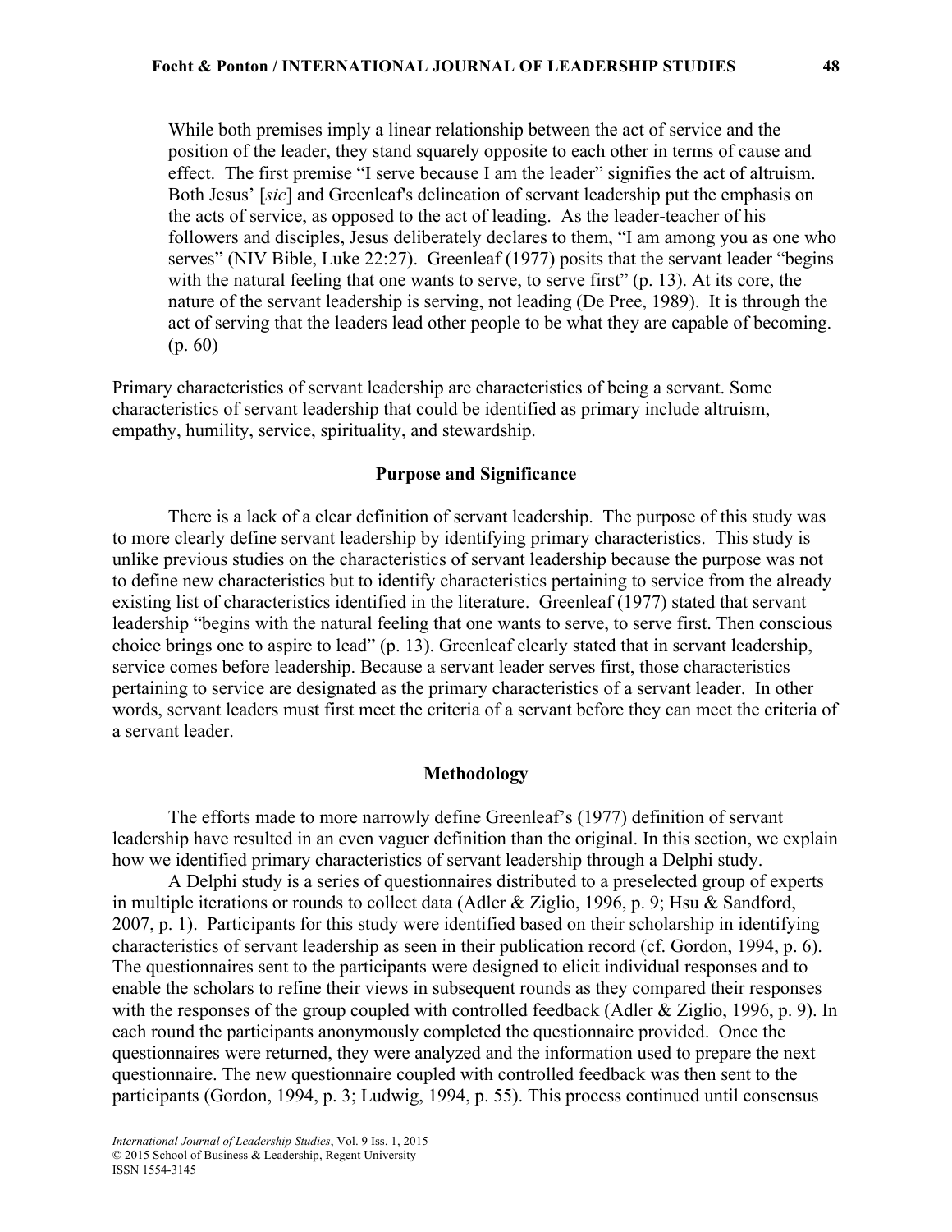> While both premises imply a linear relationship between the act of service and the position of the leader, they stand squarely opposite to each other in terms of cause and effect. The first premise "I serve because I am the leader" signifies the act of altruism. Both Jesus' [*sic*] and Greenleaf's delineation of servant leadership put the emphasis on the acts of service, as opposed to the act of leading. As the leader-teacher of his followers and disciples, Jesus deliberately declares to them, "I am among you as one who serves" (NIV Bible, Luke 22:27). Greenleaf (1977) posits that the servant leader "begins with the natural feeling that one wants to serve, to serve first" (p. 13). At its core, the nature of the servant leadership is serving, not leading (De Pree, 1989). It is through the act of serving that the leaders lead other people to be what they are capable of becoming. (p. 60)

Primary characteristics of servant leadership are characteristics of being a servant. Some characteristics of servant leadership that could be identified as primary include altruism, empathy, humility, service, spirituality, and stewardship.

## Purpose and Significance

There is a lack of a clear definition of servant leadership. The purpose of this study was to more clearly define servant leadership by identifying primary characteristics. This study is unlike previous studies on the characteristics of servant leadership because the purpose was not to define new characteristics but to identify characteristics pertaining to service from the already existing list of characteristics identified in the literature. Greenleaf (1977) stated that servant leadership "begins with the natural feeling that one wants to serve, to serve first. Then conscious choice brings one to aspire to lead" (p. 13). Greenleaf clearly stated that in servant leadership, service comes before leadership. Because a servant leader serves first, those characteristics pertaining to service are designated as the primary characteristics of a servant leader. In other words, servant leaders must first meet the criteria of a servant before they can meet the criteria of a servant leader.

## Methodology

The efforts made to more narrowly define Greenleaf's (1977) definition of servant leadership have resulted in an even vaguer definition than the original. In this section, we explain how we identified primary characteristics of servant leadership through a Delphi study.

A Delphi study is a series of questionnaires distributed to a preselected group of experts in multiple iterations or rounds to collect data (Adler & Ziglio, 1996, p. 9; Hsu & Sandford, 2007, p. 1). Participants for this study were identified based on their scholarship in identifying characteristics of servant leadership as seen in their publication record (cf. Gordon, 1994, p. 6). The questionnaires sent to the participants were designed to elicit individual responses and to enable the scholars to refine their views in subsequent rounds as they compared their responses with the responses of the group coupled with controlled feedback (Adler & Ziglio, 1996, p. 9). In each round the participants anonymously completed the questionnaire provided. Once the questionnaires were returned, they were analyzed and the information used to prepare the next questionnaire. The new questionnaire coupled with controlled feedback was then sent to the participants (Gordon, 1994, p. 3; Ludwig, 1994, p. 55). This process continued until consensus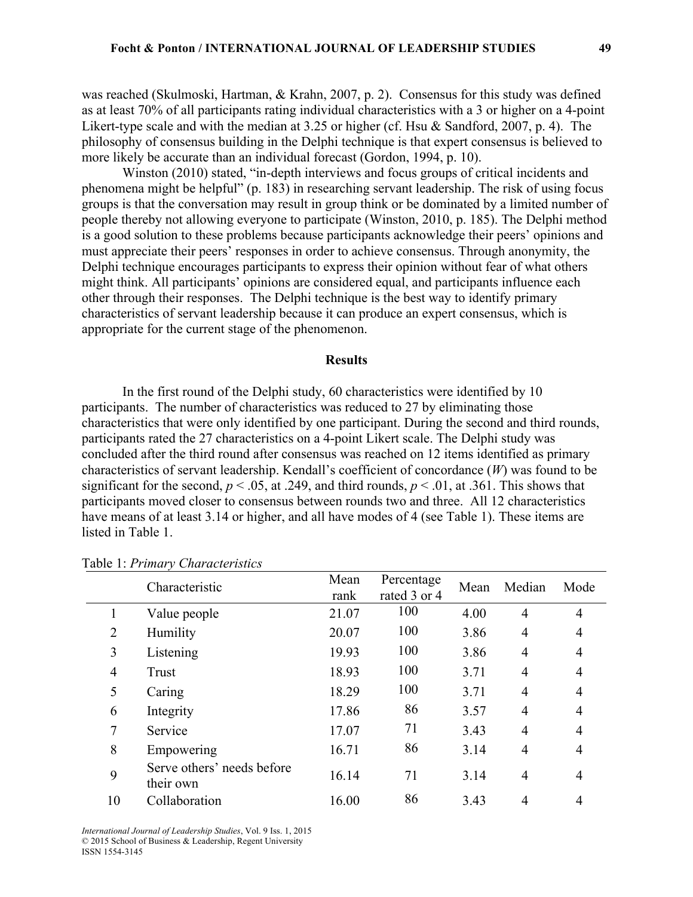was reached (Skulmoski, Hartman, & Krahn, 2007, p. 2). Consensus for this study was defined as at least 70% of all participants rating individual characteristics with a 3 or higher on a 4-point Likert-type scale and with the median at 3.25 or higher (cf. Hsu & Sandford, 2007, p. 4). The philosophy of consensus building in the Delphi technique is that expert consensus is believed to more likely be accurate than an individual forecast (Gordon, 1994, p. 10).

Winston (2010) stated, "in-depth interviews and focus groups of critical incidents and phenomena might be helpful" (p. 183) in researching servant leadership. The risk of using focus groups is that the conversation may result in group think or be dominated by a limited number of people thereby not allowing everyone to participate (Winston, 2010, p. 185). The Delphi method is a good solution to these problems because participants acknowledge their peers' opinions and must appreciate their peers' responses in order to achieve consensus. Through anonymity, the Delphi technique encourages participants to express their opinion without fear of what others might think. All participants' opinions are considered equal, and participants influence each other through their responses. The Delphi technique is the best way to identify primary characteristics of servant leadership because it can produce an expert consensus, which is appropriate for the current stage of the phenomenon.

## Results

In the first round of the Delphi study, 60 characteristics were identified by 10 participants. The number of characteristics was reduced to 27 by eliminating those characteristics that were only identified by one participant. During the second and third rounds, participants rated the 27 characteristics on a 4-point Likert scale. The Delphi study was concluded after the third round after consensus was reached on 12 items identified as primary characteristics of servant leadership. Kendall's coefficient of concordance (*W*) was found to be significant for the second, $p < .05$, at .249, and third rounds, $p < .01$, at .361. This shows that participants moved closer to consensus between rounds two and three. All 12 characteristics have means of at least 3.14 or higher, and all have modes of 4 (see Table 1). These items are listed in Table 1.

Table 1: *Primary Characteristics*

| | Characteristic | Mean rank | Percentage rated 3 or 4 | Mean | Median | Mode |
|---|---|---|---|---|---|---|
| 1 | Value people | 21.07 | 100 | 4.00 | 4 | 4 |
| 2 | Humility | 20.07 | 100 | 3.86 | 4 | 4 |
| 3 | Listening | 19.93 | 100 | 3.86 | 4 | 4 |
| 4 | Trust | 18.93 | 100 | 3.71 | 4 | 4 |
| 5 | Caring | 18.29 | 100 | 3.71 | 4 | 4 |
| 6 | Integrity | 17.86 | 86 | 3.57 | 4 | 4 |
| 7 | Service | 17.07 | 71 | 3.43 | 4 | 4 |
| 8 | Empowering | 16.71 | 86 | 3.14 | 4 | 4 |
| 9 | Serve others' needs before their own | 16.14 | 71 | 3.14 | 4 | 4 |
| 10 | Collaboration | 16.00 | 86 | 3.43 | 4 | 4 |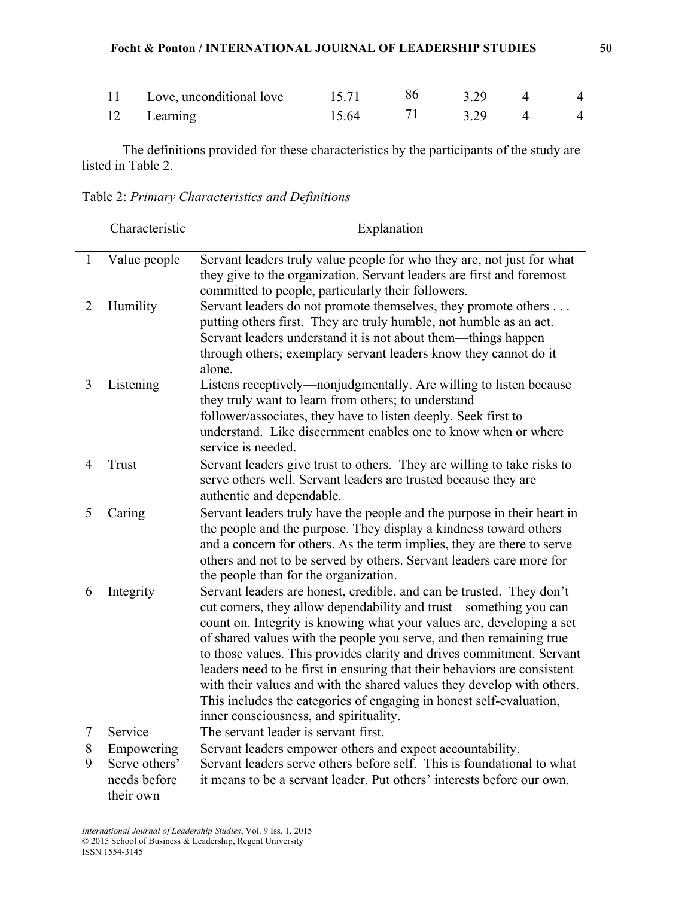| | | | | | | |
|---|---|---|---|---|---|---|
| 11 | Love, unconditional love | 15.71 | 86 | 3.29 | 4 | 4 |
| 12 | Learning | 15.64 | 71 | 3.29 | 4 | 4 |

The definitions provided for these characteristics by the participants of the study are listed in Table 2.

Table 2: *Primary Characteristics and Definitions*

| | Characteristic | Explanation |
|---|---|---|
| 1 | Value people | Servant leaders truly value people for who they are, not just for what they give to the organization. Servant leaders are first and foremost committed to people, particularly their followers. |
| 2 | Humility | Servant leaders do not promote themselves, they promote others . . . putting others first. They are truly humble, not humble as an act. Servant leaders understand it is not about them—things happen through others; exemplary servant leaders know they cannot do it alone. |
| 3 | Listening | Listens receptively—nonjudgmentally. Are willing to listen because they truly want to learn from others; to understand follower/associates, they have to listen deeply. Seek first to understand. Like discernment enables one to know when or where service is needed. |
| 4 | Trust | Servant leaders give trust to others. They are willing to take risks to serve others well. Servant leaders are trusted because they are authentic and dependable. |
| 5 | Caring | Servant leaders truly have the people and the purpose in their heart in the people and the purpose. They display a kindness toward others and a concern for others. As the term implies, they are there to serve others and not to be served by others. Servant leaders care more for the people than for the organization. |
| 6 | Integrity | Servant leaders are honest, credible, and can be trusted. They don't cut corners, they allow dependability and trust—something you can count on. Integrity is knowing what your values are, developing a set of shared values with the people you serve, and then remaining true to those values. This provides clarity and drives commitment. Servant leaders need to be first in ensuring that their behaviors are consistent with their values and with the shared values they develop with others. This includes the categories of engaging in honest self-evaluation, inner consciousness, and spirituality. |
| 7 | Service | The servant leader is servant first. |
| 8 | Empowering | Servant leaders empower others and expect accountability. |
| 9 | Serve others' needs before their own | Servant leaders serve others before self. This is foundational to what it means to be a servant leader. Put others' interests before our own. |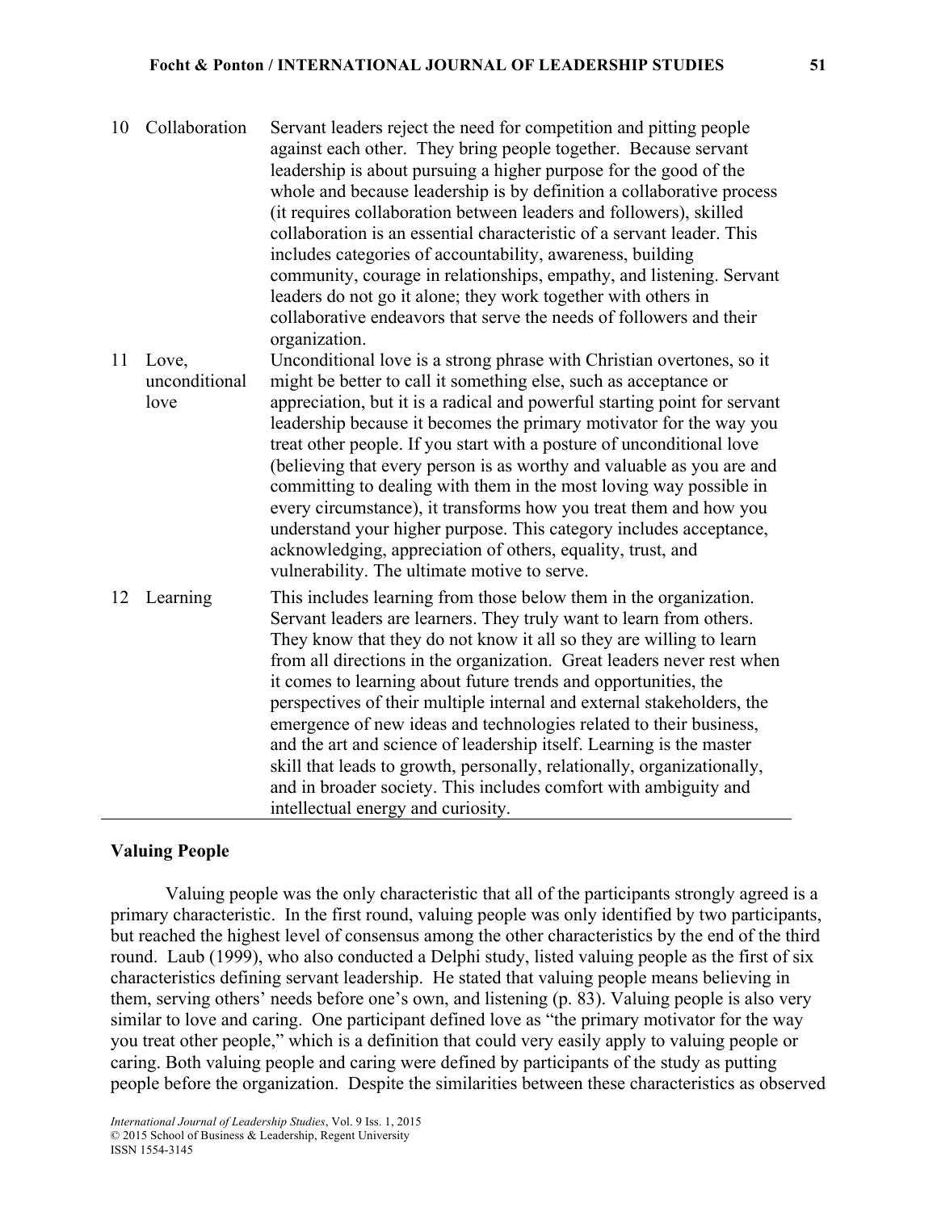| | | |
|---|---|---|
| 10 | Collaboration | Servant leaders reject the need for competition and pitting people against each other. They bring people together. Because servant leadership is about pursuing a higher purpose for the good of the whole and because leadership is by definition a collaborative process (it requires collaboration between leaders and followers), skilled collaboration is an essential characteristic of a servant leader. This includes categories of accountability, awareness, building community, courage in relationships, empathy, and listening. Servant leaders do not go it alone; they work together with others in collaborative endeavors that serve the needs of followers and their organization. |
| 11 | Love, unconditional love | Unconditional love is a strong phrase with Christian overtones, so it might be better to call it something else, such as acceptance or appreciation, but it is a radical and powerful starting point for servant leadership because it becomes the primary motivator for the way you treat other people. If you start with a posture of unconditional love (believing that every person is as worthy and valuable as you are and committing to dealing with them in the most loving way possible in every circumstance), it transforms how you treat them and how you understand your higher purpose. This category includes acceptance, acknowledging, appreciation of others, equality, trust, and vulnerability. The ultimate motive to serve. |
| 12 | Learning | This includes learning from those below them in the organization. Servant leaders are learners. They truly want to learn from others. They know that they do not know it all so they are willing to learn from all directions in the organization. Great leaders never rest when it comes to learning about future trends and opportunities, the perspectives of their multiple internal and external stakeholders, the emergence of new ideas and technologies related to their business, and the art and science of leadership itself. Learning is the master skill that leads to growth, personally, relationally, organizationally, and in broader society. This includes comfort with ambiguity and intellectual energy and curiosity. |

### Valuing People

Valuing people was the only characteristic that all of the participants strongly agreed is a primary characteristic. In the first round, valuing people was only identified by two participants, but reached the highest level of consensus among the other characteristics by the end of the third round. Laub (1999), who also conducted a Delphi study, listed valuing people as the first of six characteristics defining servant leadership. He stated that valuing people means believing in them, serving others' needs before one's own, and listening (p. 83). Valuing people is also very similar to love and caring. One participant defined love as "the primary motivator for the way you treat other people," which is a definition that could very easily apply to valuing people or caring. Both valuing people and caring were defined by participants of the study as putting people before the organization. Despite the similarities between these characteristics as observed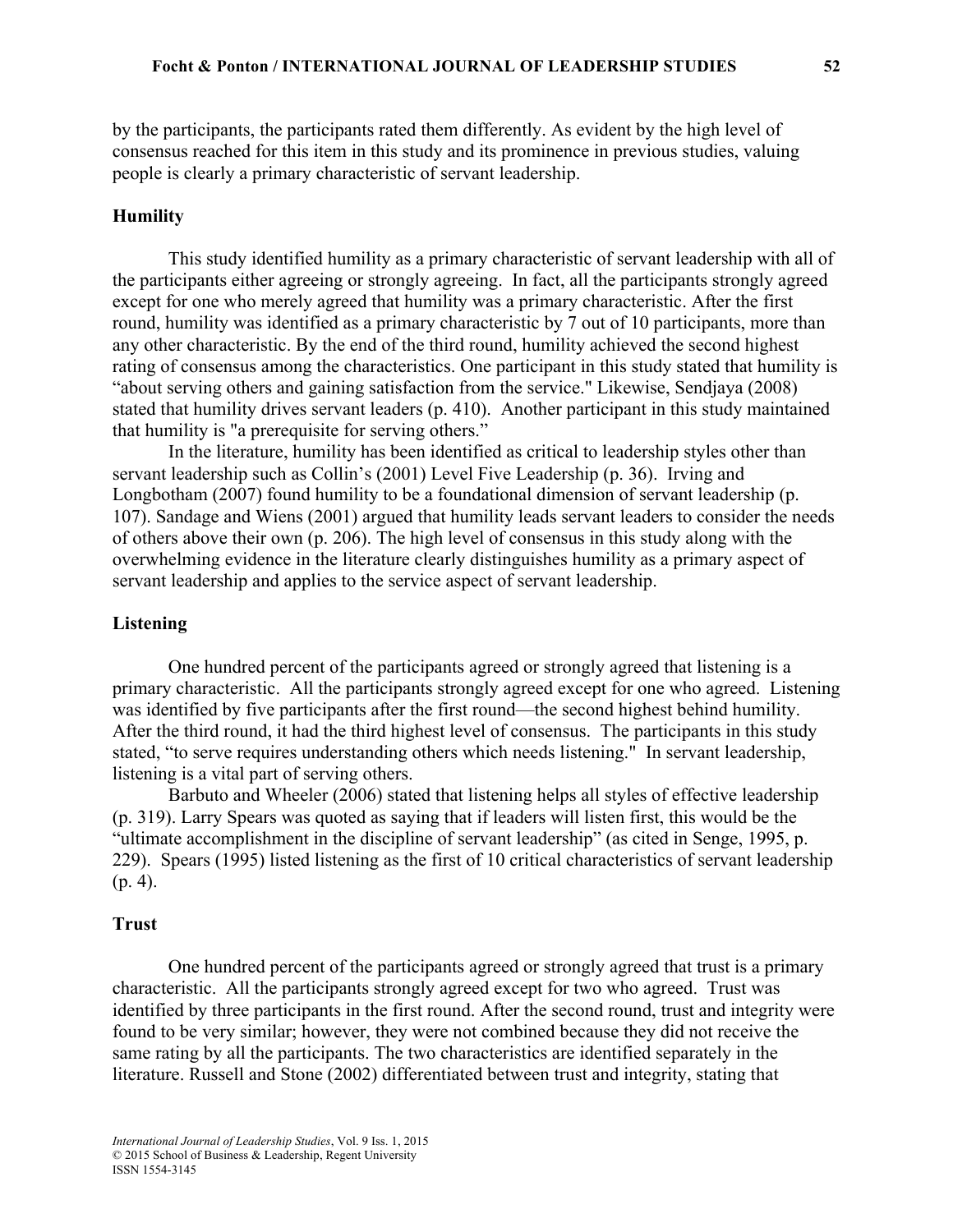by the participants, the participants rated them differently. As evident by the high level of consensus reached for this item in this study and its prominence in previous studies, valuing people is clearly a primary characteristic of servant leadership.

### Humility

This study identified humility as a primary characteristic of servant leadership with all of the participants either agreeing or strongly agreeing. In fact, all the participants strongly agreed except for one who merely agreed that humility was a primary characteristic. After the first round, humility was identified as a primary characteristic by 7 out of 10 participants, more than any other characteristic. By the end of the third round, humility achieved the second highest rating of consensus among the characteristics. One participant in this study stated that humility is "about serving others and gaining satisfaction from the service." Likewise, Sendjaya (2008) stated that humility drives servant leaders (p. 410). Another participant in this study maintained that humility is "a prerequisite for serving others."

In the literature, humility has been identified as critical to leadership styles other than servant leadership such as Collin's (2001) Level Five Leadership (p. 36). Irving and Longbotham (2007) found humility to be a foundational dimension of servant leadership (p. 107). Sandage and Wiens (2001) argued that humility leads servant leaders to consider the needs of others above their own (p. 206). The high level of consensus in this study along with the overwhelming evidence in the literature clearly distinguishes humility as a primary aspect of servant leadership and applies to the service aspect of servant leadership.

### Listening

One hundred percent of the participants agreed or strongly agreed that listening is a primary characteristic. All the participants strongly agreed except for one who agreed. Listening was identified by five participants after the first round—the second highest behind humility. After the third round, it had the third highest level of consensus. The participants in this study stated, "to serve requires understanding others which needs listening." In servant leadership, listening is a vital part of serving others.

Barbuto and Wheeler (2006) stated that listening helps all styles of effective leadership (p. 319). Larry Spears was quoted as saying that if leaders will listen first, this would be the "ultimate accomplishment in the discipline of servant leadership" (as cited in Senge, 1995, p. 229). Spears (1995) listed listening as the first of 10 critical characteristics of servant leadership (p. 4).

### Trust

One hundred percent of the participants agreed or strongly agreed that trust is a primary characteristic. All the participants strongly agreed except for two who agreed. Trust was identified by three participants in the first round. After the second round, trust and integrity were found to be very similar; however, they were not combined because they did not receive the same rating by all the participants. The two characteristics are identified separately in the literature. Russell and Stone (2002) differentiated between trust and integrity, stating that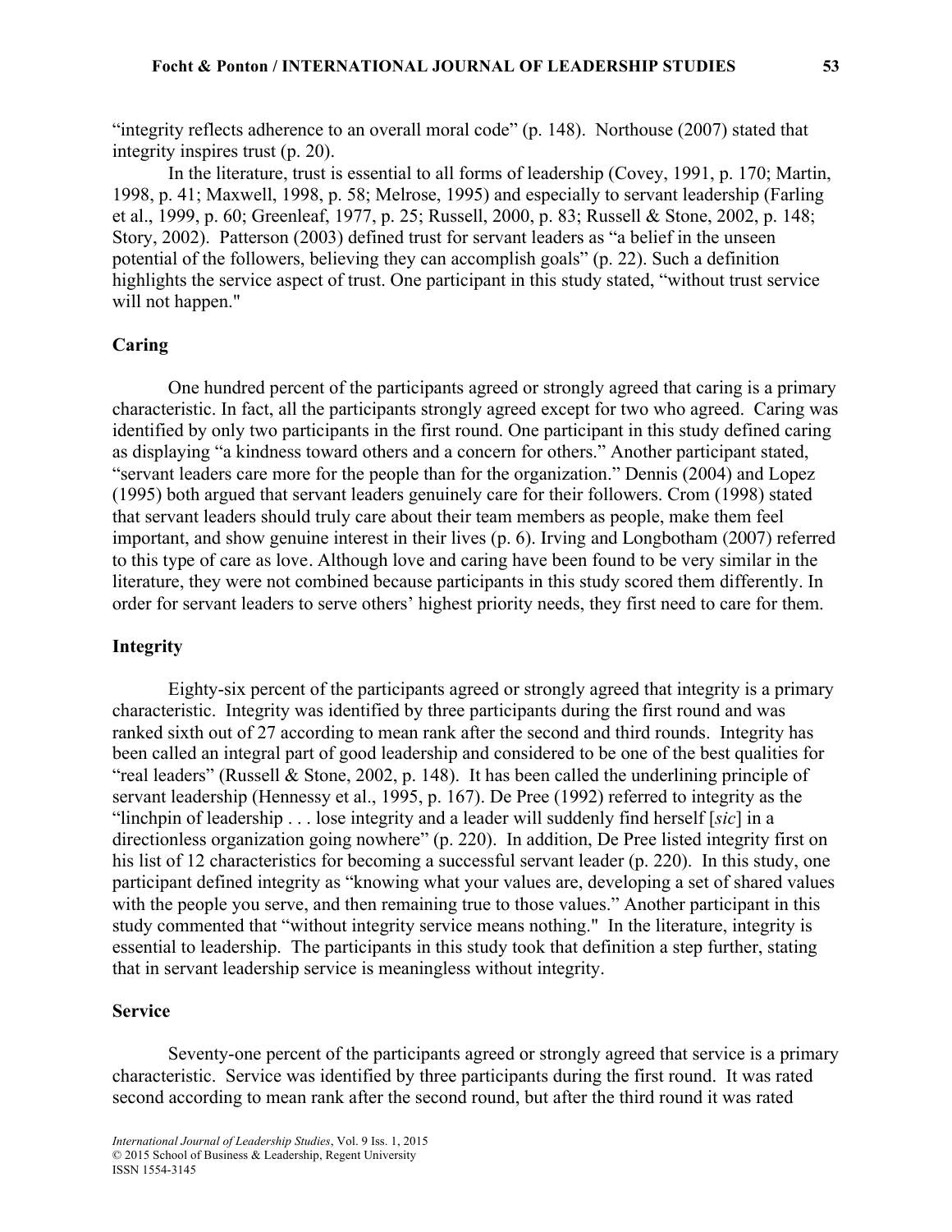"integrity reflects adherence to an overall moral code" (p. 148). Northouse (2007) stated that integrity inspires trust (p. 20).

In the literature, trust is essential to all forms of leadership (Covey, 1991, p. 170; Martin, 1998, p. 41; Maxwell, 1998, p. 58; Melrose, 1995) and especially to servant leadership (Farling et al., 1999, p. 60; Greenleaf, 1977, p. 25; Russell, 2000, p. 83; Russell & Stone, 2002, p. 148; Story, 2002). Patterson (2003) defined trust for servant leaders as "a belief in the unseen potential of the followers, believing they can accomplish goals" (p. 22). Such a definition highlights the service aspect of trust. One participant in this study stated, "without trust service will not happen."

### Caring

One hundred percent of the participants agreed or strongly agreed that caring is a primary characteristic. In fact, all the participants strongly agreed except for two who agreed. Caring was identified by only two participants in the first round. One participant in this study defined caring as displaying "a kindness toward others and a concern for others." Another participant stated, "servant leaders care more for the people than for the organization." Dennis (2004) and Lopez (1995) both argued that servant leaders genuinely care for their followers. Crom (1998) stated that servant leaders should truly care about their team members as people, make them feel important, and show genuine interest in their lives (p. 6). Irving and Longbotham (2007) referred to this type of care as love. Although love and caring have been found to be very similar in the literature, they were not combined because participants in this study scored them differently. In order for servant leaders to serve others' highest priority needs, they first need to care for them.

### Integrity

Eighty-six percent of the participants agreed or strongly agreed that integrity is a primary characteristic. Integrity was identified by three participants during the first round and was ranked sixth out of 27 according to mean rank after the second and third rounds. Integrity has been called an integral part of good leadership and considered to be one of the best qualities for "real leaders" (Russell & Stone, 2002, p. 148). It has been called the underlining principle of servant leadership (Hennessy et al., 1995, p. 167). De Pree (1992) referred to integrity as the "linchpin of leadership . . . lose integrity and a leader will suddenly find herself [*sic*] in a directionless organization going nowhere" (p. 220). In addition, De Pree listed integrity first on his list of 12 characteristics for becoming a successful servant leader (p. 220). In this study, one participant defined integrity as "knowing what your values are, developing a set of shared values with the people you serve, and then remaining true to those values." Another participant in this study commented that "without integrity service means nothing." In the literature, integrity is essential to leadership. The participants in this study took that definition a step further, stating that in servant leadership service is meaningless without integrity.

### Service

Seventy-one percent of the participants agreed or strongly agreed that service is a primary characteristic. Service was identified by three participants during the first round. It was rated second according to mean rank after the second round, but after the third round it was rated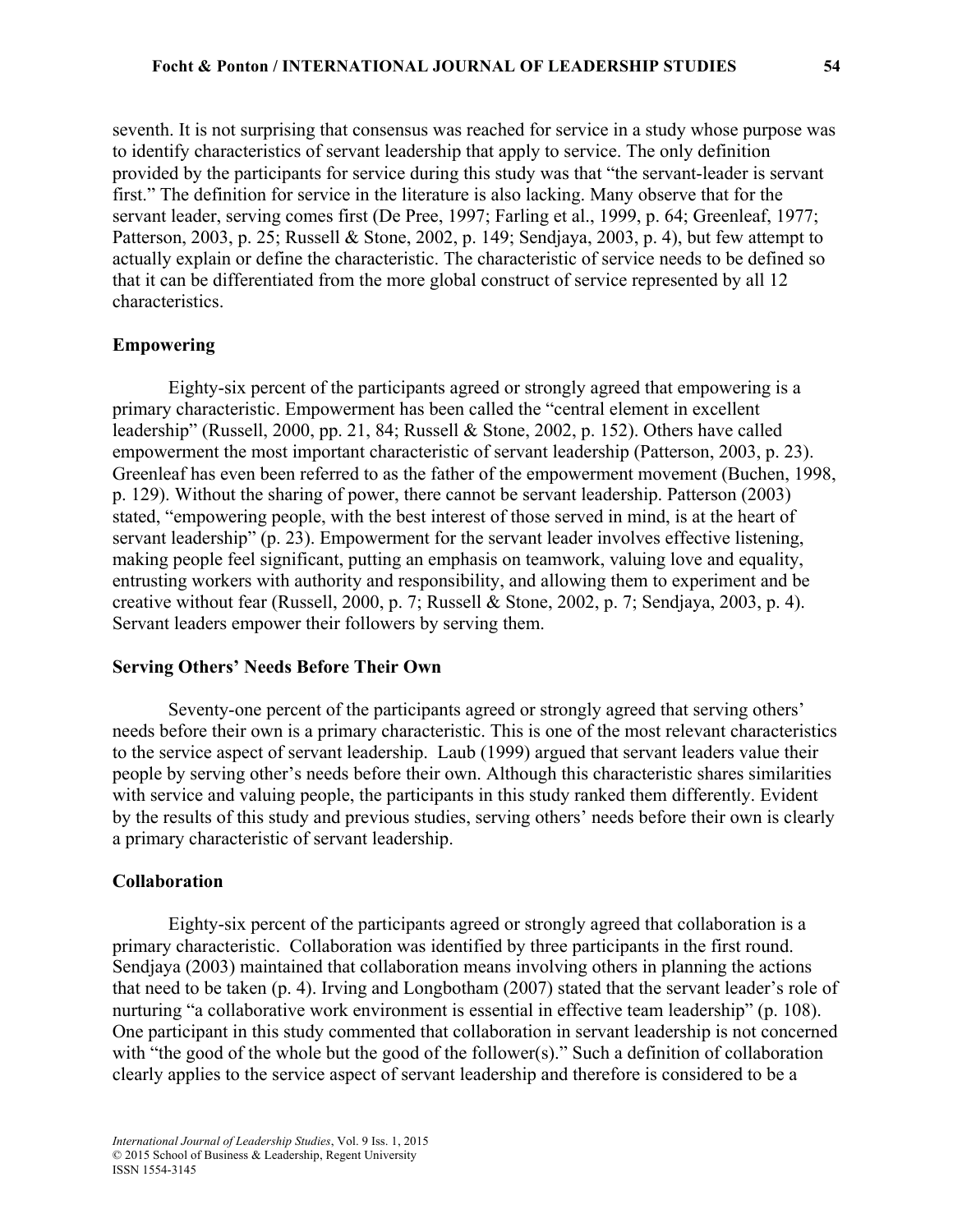seventh. It is not surprising that consensus was reached for service in a study whose purpose was to identify characteristics of servant leadership that apply to service. The only definition provided by the participants for service during this study was that "the servant-leader is servant first." The definition for service in the literature is also lacking. Many observe that for the servant leader, serving comes first (De Pree, 1997; Farling et al., 1999, p. 64; Greenleaf, 1977; Patterson, 2003, p. 25; Russell & Stone, 2002, p. 149; Sendjaya, 2003, p. 4), but few attempt to actually explain or define the characteristic. The characteristic of service needs to be defined so that it can be differentiated from the more global construct of service represented by all 12 characteristics.

### Empowering

Eighty-six percent of the participants agreed or strongly agreed that empowering is a primary characteristic. Empowerment has been called the "central element in excellent leadership" (Russell, 2000, pp. 21, 84; Russell & Stone, 2002, p. 152). Others have called empowerment the most important characteristic of servant leadership (Patterson, 2003, p. 23). Greenleaf has even been referred to as the father of the empowerment movement (Buchen, 1998, p. 129). Without the sharing of power, there cannot be servant leadership. Patterson (2003) stated, "empowering people, with the best interest of those served in mind, is at the heart of servant leadership" (p. 23). Empowerment for the servant leader involves effective listening, making people feel significant, putting an emphasis on teamwork, valuing love and equality, entrusting workers with authority and responsibility, and allowing them to experiment and be creative without fear (Russell, 2000, p. 7; Russell & Stone, 2002, p. 7; Sendjaya, 2003, p. 4). Servant leaders empower their followers by serving them.

### Serving Others' Needs Before Their Own

Seventy-one percent of the participants agreed or strongly agreed that serving others' needs before their own is a primary characteristic. This is one of the most relevant characteristics to the service aspect of servant leadership. Laub (1999) argued that servant leaders value their people by serving other's needs before their own. Although this characteristic shares similarities with service and valuing people, the participants in this study ranked them differently. Evident by the results of this study and previous studies, serving others' needs before their own is clearly a primary characteristic of servant leadership.

### Collaboration

Eighty-six percent of the participants agreed or strongly agreed that collaboration is a primary characteristic. Collaboration was identified by three participants in the first round. Sendjaya (2003) maintained that collaboration means involving others in planning the actions that need to be taken (p. 4). Irving and Longbotham (2007) stated that the servant leader's role of nurturing "a collaborative work environment is essential in effective team leadership" (p. 108). One participant in this study commented that collaboration in servant leadership is not concerned with "the good of the whole but the good of the follower(s)." Such a definition of collaboration clearly applies to the service aspect of servant leadership and therefore is considered to be a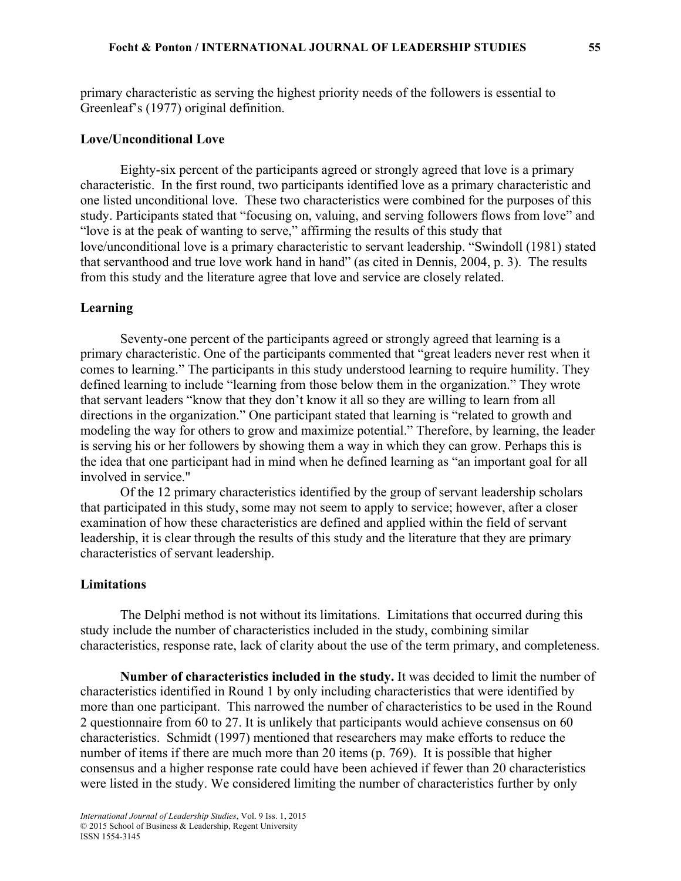primary characteristic as serving the highest priority needs of the followers is essential to Greenleaf's (1977) original definition.

### Love/Unconditional Love

Eighty-six percent of the participants agreed or strongly agreed that love is a primary characteristic. In the first round, two participants identified love as a primary characteristic and one listed unconditional love. These two characteristics were combined for the purposes of this study. Participants stated that "focusing on, valuing, and serving followers flows from love" and "love is at the peak of wanting to serve," affirming the results of this study that love/unconditional love is a primary characteristic to servant leadership. "Swindoll (1981) stated that servanthood and true love work hand in hand" (as cited in Dennis, 2004, p. 3). The results from this study and the literature agree that love and service are closely related.

### Learning

Seventy-one percent of the participants agreed or strongly agreed that learning is a primary characteristic. One of the participants commented that "great leaders never rest when it comes to learning." The participants in this study understood learning to require humility. They defined learning to include "learning from those below them in the organization." They wrote that servant leaders "know that they don't know it all so they are willing to learn from all directions in the organization." One participant stated that learning is "related to growth and modeling the way for others to grow and maximize potential." Therefore, by learning, the leader is serving his or her followers by showing them a way in which they can grow. Perhaps this is the idea that one participant had in mind when he defined learning as "an important goal for all involved in service."

Of the 12 primary characteristics identified by the group of servant leadership scholars that participated in this study, some may not seem to apply to service; however, after a closer examination of how these characteristics are defined and applied within the field of servant leadership, it is clear through the results of this study and the literature that they are primary characteristics of servant leadership.

### Limitations

The Delphi method is not without its limitations. Limitations that occurred during this study include the number of characteristics included in the study, combining similar characteristics, response rate, lack of clarity about the use of the term primary, and completeness.

**Number of characteristics included in the study.** It was decided to limit the number of characteristics identified in Round 1 by only including characteristics that were identified by more than one participant. This narrowed the number of characteristics to be used in the Round 2 questionnaire from 60 to 27. It is unlikely that participants would achieve consensus on 60 characteristics. Schmidt (1997) mentioned that researchers may make efforts to reduce the number of items if there are much more than 20 items (p. 769). It is possible that higher consensus and a higher response rate could have been achieved if fewer than 20 characteristics were listed in the study. We considered limiting the number of characteristics further by only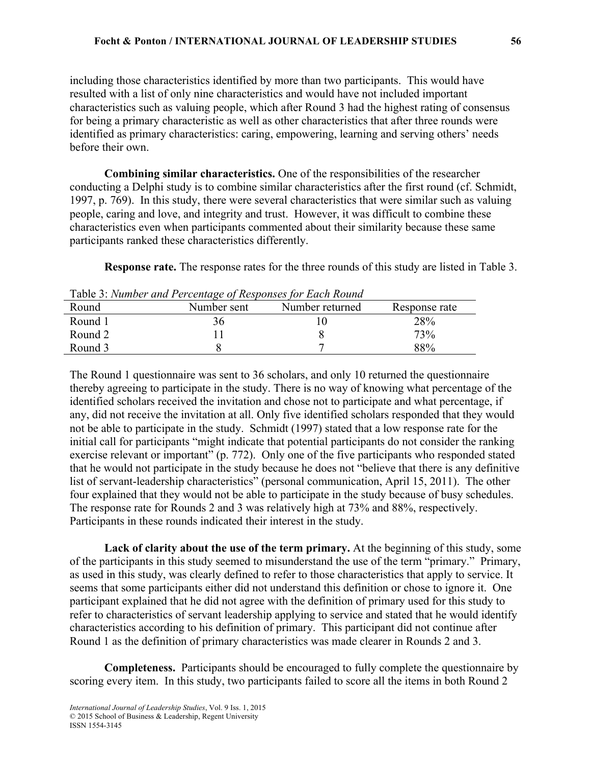including those characteristics identified by more than two participants. This would have resulted with a list of only nine characteristics and would have not included important characteristics such as valuing people, which after Round 3 had the highest rating of consensus for being a primary characteristic as well as other characteristics that after three rounds were identified as primary characteristics: caring, empowering, learning and serving others' needs before their own.

**Combining similar characteristics.** One of the responsibilities of the researcher conducting a Delphi study is to combine similar characteristics after the first round (cf. Schmidt, 1997, p. 769). In this study, there were several characteristics that were similar such as valuing people, caring and love, and integrity and trust. However, it was difficult to combine these characteristics even when participants commented about their similarity because these same participants ranked these characteristics differently.

**Response rate.** The response rates for the three rounds of this study are listed in Table 3.

Table 3: *Number and Percentage of Responses for Each Round*

| Round | Number sent | Number returned | Response rate |
|---|---|---|---|
| Round 1 | 36 | 10 | 28% |
| Round 2 | 11 | 8 | 73% |
| Round 3 | 8 | 7 | 88% |

The Round 1 questionnaire was sent to 36 scholars, and only 10 returned the questionnaire thereby agreeing to participate in the study. There is no way of knowing what percentage of the identified scholars received the invitation and chose not to participate and what percentage, if any, did not receive the invitation at all. Only five identified scholars responded that they would not be able to participate in the study. Schmidt (1997) stated that a low response rate for the initial call for participants "might indicate that potential participants do not consider the ranking exercise relevant or important" (p. 772). Only one of the five participants who responded stated that he would not participate in the study because he does not "believe that there is any definitive list of servant-leadership characteristics" (personal communication, April 15, 2011). The other four explained that they would not be able to participate in the study because of busy schedules. The response rate for Rounds 2 and 3 was relatively high at 73% and 88%, respectively. Participants in these rounds indicated their interest in the study.

**Lack of clarity about the use of the term primary.** At the beginning of this study, some of the participants in this study seemed to misunderstand the use of the term "primary." Primary, as used in this study, was clearly defined to refer to those characteristics that apply to service. It seems that some participants either did not understand this definition or chose to ignore it. One participant explained that he did not agree with the definition of primary used for this study to refer to characteristics of servant leadership applying to service and stated that he would identify characteristics according to his definition of primary. This participant did not continue after Round 1 as the definition of primary characteristics was made clearer in Rounds 2 and 3.

**Completeness.** Participants should be encouraged to fully complete the questionnaire by scoring every item. In this study, two participants failed to score all the items in both Round 2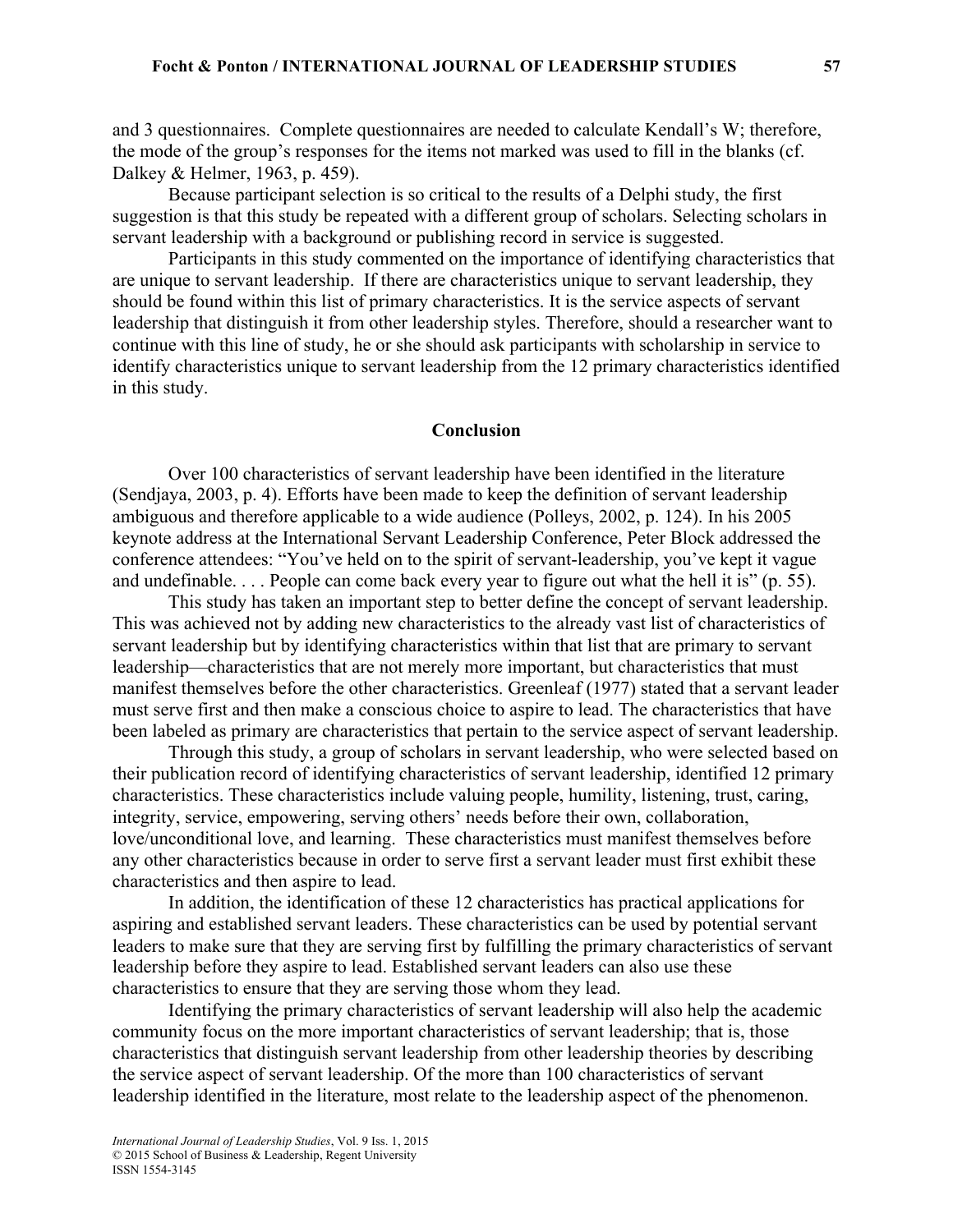and 3 questionnaires. Complete questionnaires are needed to calculate Kendall's W; therefore, the mode of the group's responses for the items not marked was used to fill in the blanks (cf. Dalkey & Helmer, 1963, p. 459).

Because participant selection is so critical to the results of a Delphi study, the first suggestion is that this study be repeated with a different group of scholars. Selecting scholars in servant leadership with a background or publishing record in service is suggested.

Participants in this study commented on the importance of identifying characteristics that are unique to servant leadership. If there are characteristics unique to servant leadership, they should be found within this list of primary characteristics. It is the service aspects of servant leadership that distinguish it from other leadership styles. Therefore, should a researcher want to continue with this line of study, he or she should ask participants with scholarship in service to identify characteristics unique to servant leadership from the 12 primary characteristics identified in this study.

## Conclusion

Over 100 characteristics of servant leadership have been identified in the literature (Sendjaya, 2003, p. 4). Efforts have been made to keep the definition of servant leadership ambiguous and therefore applicable to a wide audience (Polleys, 2002, p. 124). In his 2005 keynote address at the International Servant Leadership Conference, Peter Block addressed the conference attendees: "You've held on to the spirit of servant-leadership, you've kept it vague and undefinable. . . . People can come back every year to figure out what the hell it is" (p. 55).

This study has taken an important step to better define the concept of servant leadership. This was achieved not by adding new characteristics to the already vast list of characteristics of servant leadership but by identifying characteristics within that list that are primary to servant leadership—characteristics that are not merely more important, but characteristics that must manifest themselves before the other characteristics. Greenleaf (1977) stated that a servant leader must serve first and then make a conscious choice to aspire to lead. The characteristics that have been labeled as primary are characteristics that pertain to the service aspect of servant leadership.

Through this study, a group of scholars in servant leadership, who were selected based on their publication record of identifying characteristics of servant leadership, identified 12 primary characteristics. These characteristics include valuing people, humility, listening, trust, caring, integrity, service, empowering, serving others' needs before their own, collaboration, love/unconditional love, and learning. These characteristics must manifest themselves before any other characteristics because in order to serve first a servant leader must first exhibit these characteristics and then aspire to lead.

In addition, the identification of these 12 characteristics has practical applications for aspiring and established servant leaders. These characteristics can be used by potential servant leaders to make sure that they are serving first by fulfilling the primary characteristics of servant leadership before they aspire to lead. Established servant leaders can also use these characteristics to ensure that they are serving those whom they lead.

Identifying the primary characteristics of servant leadership will also help the academic community focus on the more important characteristics of servant leadership; that is, those characteristics that distinguish servant leadership from other leadership theories by describing the service aspect of servant leadership. Of the more than 100 characteristics of servant leadership identified in the literature, most relate to the leadership aspect of the phenomenon.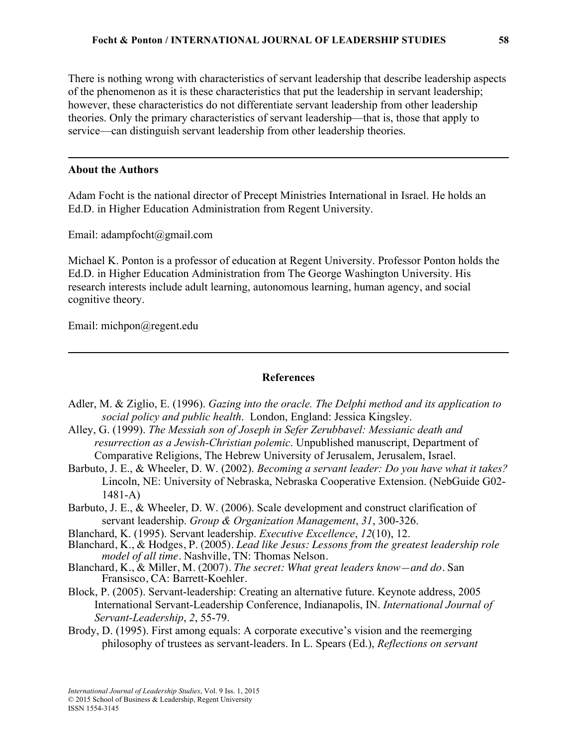There is nothing wrong with characteristics of servant leadership that describe leadership aspects of the phenomenon as it is these characteristics that put the leadership in servant leadership; however, these characteristics do not differentiate servant leadership from other leadership theories. Only the primary characteristics of servant leadership—that is, those that apply to service—can distinguish servant leadership from other leadership theories.

---

## About the Authors

Adam Focht is the national director of Precept Ministries International in Israel. He holds an Ed.D. in Higher Education Administration from Regent University.

Email: adampfocht@gmail.com

Michael K. Ponton is a professor of education at Regent University. Professor Ponton holds the Ed.D. in Higher Education Administration from The George Washington University. His research interests include adult learning, autonomous learning, human agency, and social cognitive theory.

Email: michpon@regent.edu

---

## References

Adler, M. & Ziglio, E. (1996). *Gazing into the oracle. The Delphi method and its application to social policy and public health*. London, England: Jessica Kingsley.

Alley, G. (1999). *The Messiah son of Joseph in Sefer Zerubbavel: Messianic death and resurrection as a Jewish-Christian polemic*. Unpublished manuscript, Department of Comparative Religions, The Hebrew University of Jerusalem, Jerusalem, Israel.

Barbuto, J. E., & Wheeler, D. W. (2002). *Becoming a servant leader: Do you have what it takes?* Lincoln, NE: University of Nebraska, Nebraska Cooperative Extension. (NebGuide G02-1481-A)

Barbuto, J. E., & Wheeler, D. W. (2006). Scale development and construct clarification of servant leadership. *Group & Organization Management*, *31*, 300-326.

Blanchard, K. (1995). Servant leadership. *Executive Excellence*, *12*(10), 12.

Blanchard, K., & Hodges, P. (2005). *Lead like Jesus: Lessons from the greatest leadership role model of all time*. Nashville, TN: Thomas Nelson.

Blanchard, K., & Miller, M. (2007). *The secret: What great leaders know—and do*. San Fransisco, CA: Barrett-Koehler.

Block, P. (2005). Servant-leadership: Creating an alternative future. Keynote address, 2005 International Servant-Leadership Conference, Indianapolis, IN. *International Journal of Servant-Leadership*, *2*, 55-79.

Brody, D. (1995). First among equals: A corporate executive's vision and the reemerging philosophy of trustees as servant-leaders. In L. Spears (Ed.), *Reflections on servant*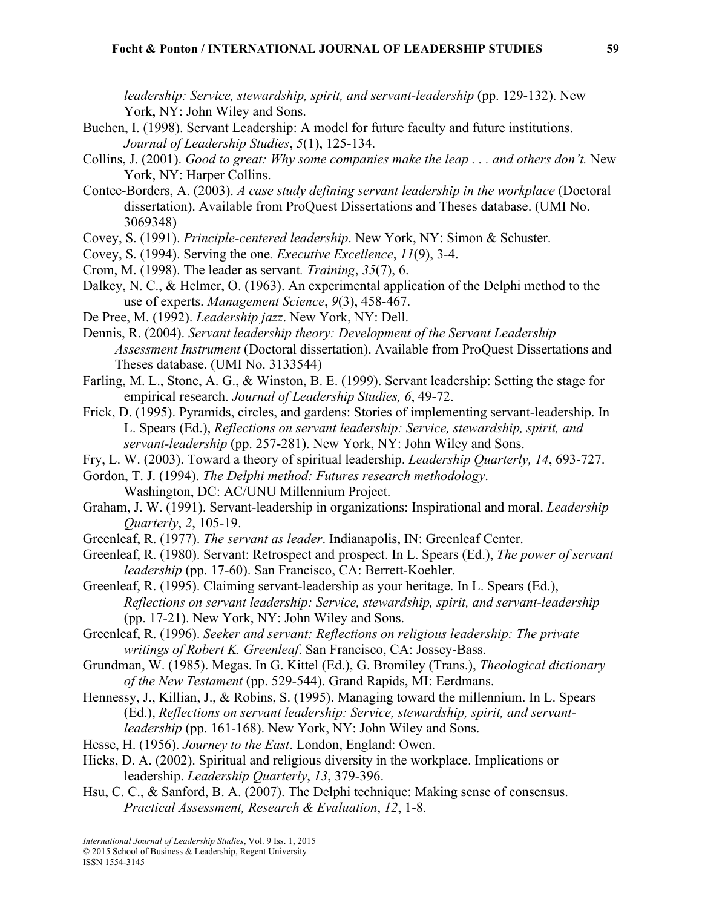*leadership: Service, stewardship, spirit, and servant-leadership* (pp. 129-132). New York, NY: John Wiley and Sons.

Buchen, I. (1998). Servant Leadership: A model for future faculty and future institutions. *Journal of Leadership Studies*, *5*(1), 125-134.

Collins, J. (2001). *Good to great: Why some companies make the leap . . . and others don't.* New York, NY: Harper Collins.

Contee-Borders, A. (2003). *A case study defining servant leadership in the workplace* (Doctoral dissertation). Available from ProQuest Dissertations and Theses database. (UMI No. 3069348)

Covey, S. (1991). *Principle-centered leadership*. New York, NY: Simon & Schuster.

Covey, S. (1994). Serving the one*. Executive Excellence*, *11*(9), 3-4.

Crom, M. (1998). The leader as servant*. Training*, *35*(7), 6.

Dalkey, N. C., & Helmer, O. (1963). An experimental application of the Delphi method to the use of experts. *Management Science*, *9*(3), 458-467.

De Pree, M. (1992). *Leadership jazz*. New York, NY: Dell.

Dennis, R. (2004). *Servant leadership theory: Development of the Servant Leadership Assessment Instrument* (Doctoral dissertation). Available from ProQuest Dissertations and Theses database. (UMI No. 3133544)

Farling, M. L., Stone, A. G., & Winston, B. E. (1999). Servant leadership: Setting the stage for empirical research. *Journal of Leadership Studies, 6*, 49-72.

Frick, D. (1995). Pyramids, circles, and gardens: Stories of implementing servant-leadership. In L. Spears (Ed.), *Reflections on servant leadership: Service, stewardship, spirit, and servant-leadership* (pp. 257-281). New York, NY: John Wiley and Sons.

Fry, L. W. (2003). Toward a theory of spiritual leadership. *Leadership Quarterly, 14*, 693-727.

Gordon, T. J. (1994). *The Delphi method: Futures research methodology*. Washington, DC: AC/UNU Millennium Project.

Graham, J. W. (1991). Servant-leadership in organizations: Inspirational and moral. *Leadership Quarterly*, *2*, 105-19.

Greenleaf, R. (1977). *The servant as leader*. Indianapolis, IN: Greenleaf Center.

Greenleaf, R. (1980). Servant: Retrospect and prospect. In L. Spears (Ed.), *The power of servant leadership* (pp. 17-60). San Francisco, CA: Berrett-Koehler.

Greenleaf, R. (1995). Claiming servant-leadership as your heritage. In L. Spears (Ed.), *Reflections on servant leadership: Service, stewardship, spirit, and servant-leadership* (pp. 17-21). New York, NY: John Wiley and Sons.

Greenleaf, R. (1996). *Seeker and servant: Reflections on religious leadership: The private writings of Robert K. Greenleaf*. San Francisco, CA: Jossey-Bass.

Grundman, W. (1985). Megas. In G. Kittel (Ed.), G. Bromiley (Trans.), *Theological dictionary of the New Testament* (pp. 529-544). Grand Rapids, MI: Eerdmans.

Hennessy, J., Killian, J., & Robins, S. (1995). Managing toward the millennium. In L. Spears (Ed.), *Reflections on servant leadership: Service, stewardship, spirit, and servant-leadership* (pp. 161-168). New York, NY: John Wiley and Sons.

Hesse, H. (1956). *Journey to the East*. London, England: Owen.

Hicks, D. A. (2002). Spiritual and religious diversity in the workplace. Implications or leadership. *Leadership Quarterly*, *13*, 379-396.

Hsu, C. C., & Sanford, B. A. (2007). The Delphi technique: Making sense of consensus. *Practical Assessment, Research & Evaluation*, *12*, 1-8.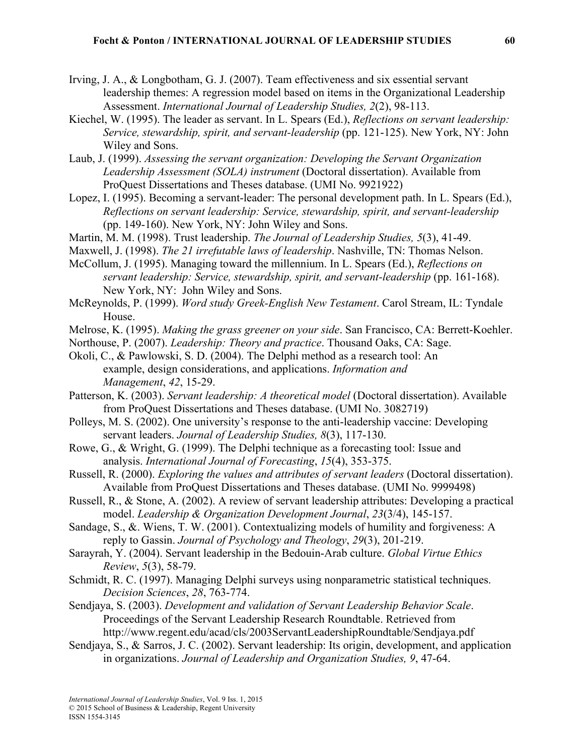Irving, J. A., & Longbotham, G. J. (2007). Team effectiveness and six essential servant leadership themes: A regression model based on items in the Organizational Leadership Assessment. *International Journal of Leadership Studies, 2*(2), 98-113.

Kiechel, W. (1995). The leader as servant. In L. Spears (Ed.), *Reflections on servant leadership: Service, stewardship, spirit, and servant-leadership* (pp. 121-125). New York, NY: John Wiley and Sons.

Laub, J. (1999). *Assessing the servant organization: Developing the Servant Organization Leadership Assessment (SOLA) instrument* (Doctoral dissertation). Available from ProQuest Dissertations and Theses database. (UMI No. 9921922)

Lopez, I. (1995). Becoming a servant-leader: The personal development path. In L. Spears (Ed.), *Reflections on servant leadership: Service, stewardship, spirit, and servant-leadership* (pp. 149-160). New York, NY: John Wiley and Sons.

Martin, M. M. (1998). Trust leadership. *The Journal of Leadership Studies, 5*(3), 41-49.

Maxwell, J. (1998). *The 21 irrefutable laws of leadership*. Nashville, TN: Thomas Nelson.

McCollum, J. (1995). Managing toward the millennium. In L. Spears (Ed.), *Reflections on servant leadership: Service, stewardship, spirit, and servant-leadership* (pp. 161-168). New York, NY: John Wiley and Sons.

McReynolds, P. (1999). *Word study Greek-English New Testament*. Carol Stream, IL: Tyndale House.

Melrose, K. (1995). *Making the grass greener on your side*. San Francisco, CA: Berrett-Koehler.

Northouse, P. (2007). *Leadership: Theory and practice*. Thousand Oaks, CA: Sage.

Okoli, C., & Pawlowski, S. D. (2004). The Delphi method as a research tool: An example, design considerations, and applications. *Information and Management*, *42*, 15-29.

Patterson, K. (2003). *Servant leadership: A theoretical model* (Doctoral dissertation). Available from ProQuest Dissertations and Theses database. (UMI No. 3082719)

Polleys, M. S. (2002). One university's response to the anti-leadership vaccine: Developing servant leaders. *Journal of Leadership Studies, 8*(3), 117-130.

Rowe, G., & Wright, G. (1999). The Delphi technique as a forecasting tool: Issue and analysis. *International Journal of Forecasting*, *15*(4), 353-375.

Russell, R. (2000). *Exploring the values and attributes of servant leaders* (Doctoral dissertation). Available from ProQuest Dissertations and Theses database. (UMI No. 9999498)

Russell, R., & Stone, A. (2002). A review of servant leadership attributes: Developing a practical model. *Leadership & Organization Development Journal*, *23*(3/4), 145-157.

Sandage, S., &. Wiens, T. W. (2001). Contextualizing models of humility and forgiveness: A reply to Gassin. *Journal of Psychology and Theology*, *29*(3), 201-219.

Sarayrah, Y. (2004). Servant leadership in the Bedouin-Arab culture. *Global Virtue Ethics Review*, *5*(3), 58-79.

Schmidt, R. C. (1997). Managing Delphi surveys using nonparametric statistical techniques. *Decision Sciences*, *28*, 763-774.

Sendjaya, S. (2003). *Development and validation of Servant Leadership Behavior Scale*. Proceedings of the Servant Leadership Research Roundtable. Retrieved from http://www.regent.edu/acad/cls/2003ServantLeadershipRoundtable/Sendjaya.pdf

Sendjaya, S., & Sarros, J. C. (2002). Servant leadership: Its origin, development, and application in organizations. *Journal of Leadership and Organization Studies, 9*, 47-64.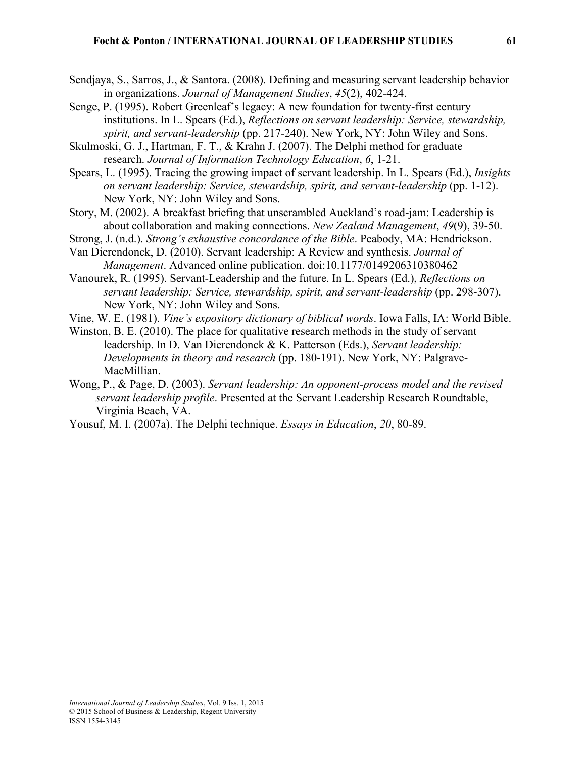Sendjaya, S., Sarros, J., & Santora. (2008). Defining and measuring servant leadership behavior in organizations. *Journal of Management Studies*, *45*(2), 402-424.

Senge, P. (1995). Robert Greenleaf's legacy: A new foundation for twenty-first century institutions. In L. Spears (Ed.), *Reflections on servant leadership: Service, stewardship, spirit, and servant-leadership* (pp. 217-240). New York, NY: John Wiley and Sons.

Skulmoski, G. J., Hartman, F. T., & Krahn J. (2007). The Delphi method for graduate research. *Journal of Information Technology Education*, *6*, 1-21.

Spears, L. (1995). Tracing the growing impact of servant leadership. In L. Spears (Ed.), *Insights on servant leadership: Service, stewardship, spirit, and servant-leadership* (pp. 1-12). New York, NY: John Wiley and Sons.

Story, M. (2002). A breakfast briefing that unscrambled Auckland's road-jam: Leadership is about collaboration and making connections. *New Zealand Management*, *49*(9), 39-50.

Strong, J. (n.d.). *Strong's exhaustive concordance of the Bible*. Peabody, MA: Hendrickson.

Van Dierendonck, D. (2010). Servant leadership: A Review and synthesis. *Journal of Management*. Advanced online publication. doi:10.1177/0149206310380462

Vanourek, R. (1995). Servant-Leadership and the future. In L. Spears (Ed.), *Reflections on servant leadership: Service, stewardship, spirit, and servant-leadership* (pp. 298-307). New York, NY: John Wiley and Sons.

Vine, W. E. (1981). *Vine's expository dictionary of biblical words*. Iowa Falls, IA: World Bible.

Winston, B. E. (2010). The place for qualitative research methods in the study of servant leadership. In D. Van Dierendonck & K. Patterson (Eds.), *Servant leadership: Developments in theory and research* (pp. 180-191). New York, NY: Palgrave-MacMillian.

Wong, P., & Page, D. (2003). *Servant leadership: An opponent-process model and the revised servant leadership profile*. Presented at the Servant Leadership Research Roundtable, Virginia Beach, VA.

Yousuf, M. I. (2007a). The Delphi technique. *Essays in Education*, *20*, 80-89.